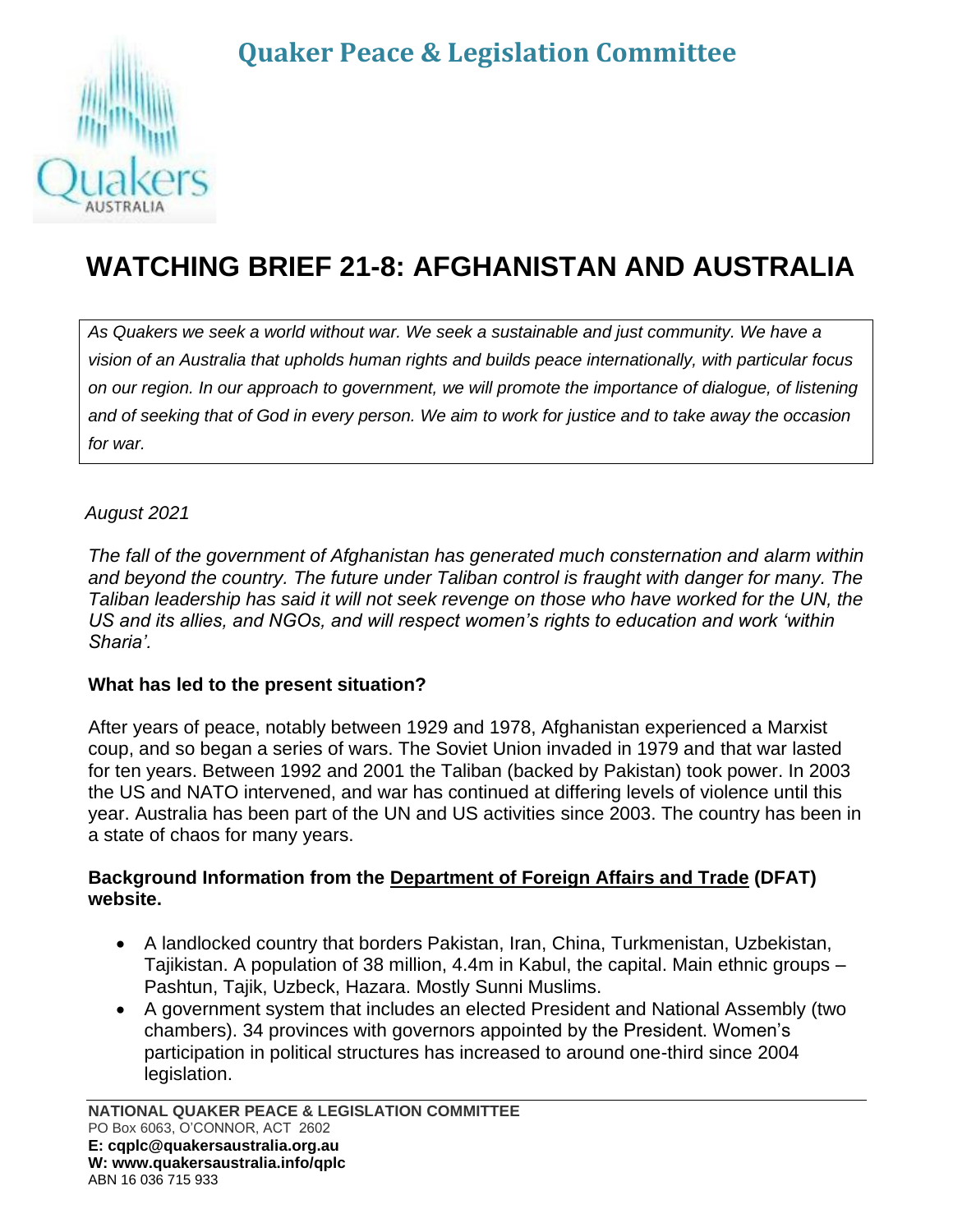# Quaker Peace & Legislation Committee

# WATCHING BRIEF 21-8: AFGHANISTAN AND AUSTRALIA

*As Quakers we seek a world without war. We seek a sustainable and just community. We have a vision of an Australia that upholds human rights and builds peace internationally, with particular focus on our region. In our approach to government, we will promote the importance of dialogue, of listening and of seeking that of God in every person. We aim to work for justice and to take away the occasion for war.*

*August 2021*

*The fall of the government of Afghanistan has generated much consternation and alarm within and beyond the country. The future under Taliban control is fraught with danger for many. The Taliban leadership has said it will not seek revenge on those who have worked for the UN, the US and its allies, and NGOs, and will respect women's rights to education and work 'within Sharia'.*

**What has led to the present situation?**

After years of peace, notably between 1929 and 1978, Afghanistan experienced a Marxist coup, and so began a series of wars. The Soviet Union invaded in 1979 and that war lasted for ten years. Between 1992 and 2001 the Taliban (backed by Pakistan) took power. In 2003 the US and NATO intervened, and war has continued at differing levels of violence until this year. Australia has been part of the UN and US activities since 2003. The country has been in a state of chaos for many years.

**Background Information from the Department of Foreign Affairs and Trade (DFAT) website.**

- A landlocked country that borders Pakistan, Iran, China, Turkmenistan, Uzbekistan, Tajikistan. A population of 38 million, 4.4m in Kabul, the capital. Main ethnic groups – Pashtun, Tajik, Uzbeck, Hazara. Mostly Sunni Muslims.
- A government system that includes an elected President and National Assembly (two chambers). 34 provinces with governors appointed by the President. Women's participation in political structures has increased to around one-third since 2004 legislation.

**NATIONAL QUAKER PEACE & LEGISLATION COMMITTEE**
PO Box 6063, O'CONNOR, ACT 2602
**E: cqplc@quakersaustralia.org.au**
**W: www.quakersaustralia.info/qplc**
ABN 16 036 715 933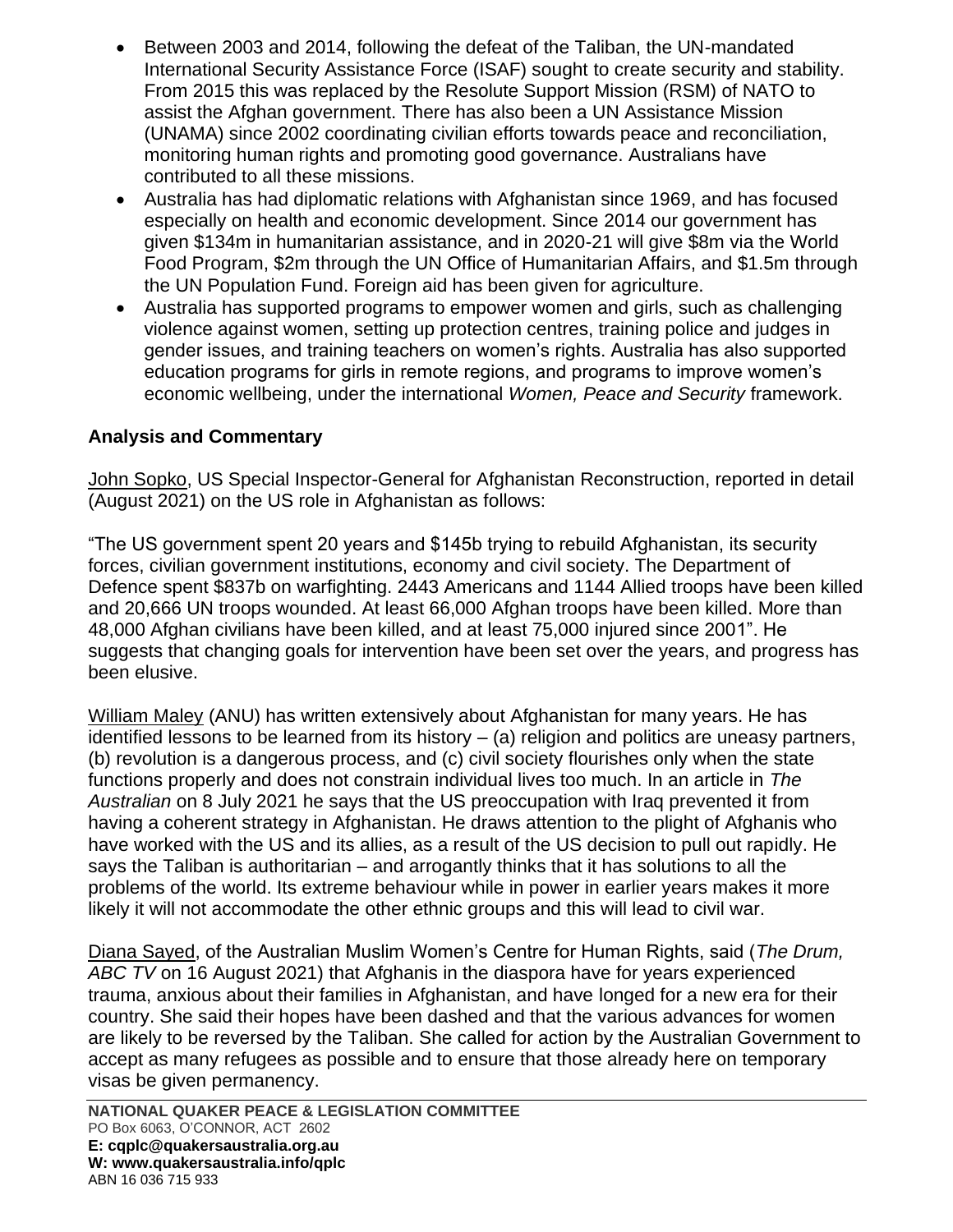- Between 2003 and 2014, following the defeat of the Taliban, the UN-mandated International Security Assistance Force (ISAF) sought to create security and stability. From 2015 this was replaced by the Resolute Support Mission (RSM) of NATO to assist the Afghan government. There has also been a UN Assistance Mission (UNAMA) since 2002 coordinating civilian efforts towards peace and reconciliation, monitoring human rights and promoting good governance. Australians have contributed to all these missions.
- Australia has had diplomatic relations with Afghanistan since 1969, and has focused especially on health and economic development. Since 2014 our government has given $134m in humanitarian assistance, and in 2020-21 will give $8m via the World Food Program, $2m through the UN Office of Humanitarian Affairs, and $1.5m through the UN Population Fund. Foreign aid has been given for agriculture.
- Australia has supported programs to empower women and girls, such as challenging violence against women, setting up protection centres, training police and judges in gender issues, and training teachers on women's rights. Australia has also supported education programs for girls in remote regions, and programs to improve women's economic wellbeing, under the international *Women, Peace and Security* framework.

**Analysis and Commentary**

John Sopko, US Special Inspector-General for Afghanistan Reconstruction, reported in detail (August 2021) on the US role in Afghanistan as follows:

"The US government spent 20 years and $145b trying to rebuild Afghanistan, its security forces, civilian government institutions, economy and civil society. The Department of Defence spent $837b on warfighting. 2443 Americans and 1144 Allied troops have been killed and 20,666 UN troops wounded. At least 66,000 Afghan troops have been killed. More than 48,000 Afghan civilians have been killed, and at least 75,000 injured since 2001". He suggests that changing goals for intervention have been set over the years, and progress has been elusive.

William Maley (ANU) has written extensively about Afghanistan for many years. He has identified lessons to be learned from its history – (a) religion and politics are uneasy partners, (b) revolution is a dangerous process, and (c) civil society flourishes only when the state functions properly and does not constrain individual lives too much. In an article in *The Australian* on 8 July 2021 he says that the US preoccupation with Iraq prevented it from having a coherent strategy in Afghanistan. He draws attention to the plight of Afghanis who have worked with the US and its allies, as a result of the US decision to pull out rapidly. He says the Taliban is authoritarian – and arrogantly thinks that it has solutions to all the problems of the world. Its extreme behaviour while in power in earlier years makes it more likely it will not accommodate the other ethnic groups and this will lead to civil war.

Diana Sayed, of the Australian Muslim Women's Centre for Human Rights, said (*The Drum, ABC TV* on 16 August 2021) that Afghanis in the diaspora have for years experienced trauma, anxious about their families in Afghanistan, and have longed for a new era for their country. She said their hopes have been dashed and that the various advances for women are likely to be reversed by the Taliban. She called for action by the Australian Government to accept as many refugees as possible and to ensure that those already here on temporary visas be given permanency.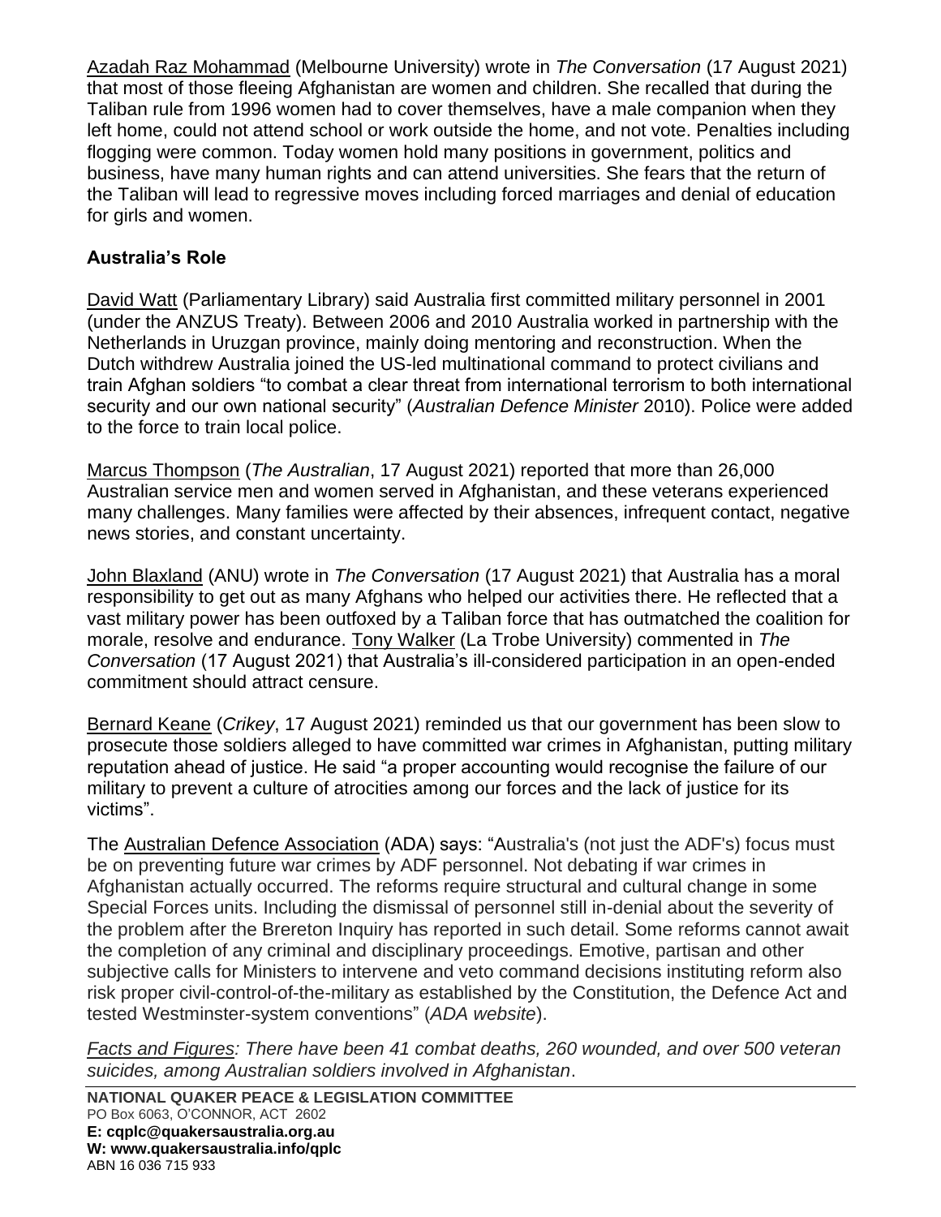Azadah Raz Mohammad (Melbourne University) wrote in *The Conversation* (17 August 2021) that most of those fleeing Afghanistan are women and children. She recalled that during the Taliban rule from 1996 women had to cover themselves, have a male companion when they left home, could not attend school or work outside the home, and not vote. Penalties including flogging were common. Today women hold many positions in government, politics and business, have many human rights and can attend universities. She fears that the return of the Taliban will lead to regressive moves including forced marriages and denial of education for girls and women.

## Australia's Role

David Watt (Parliamentary Library) said Australia first committed military personnel in 2001 (under the ANZUS Treaty). Between 2006 and 2010 Australia worked in partnership with the Netherlands in Uruzgan province, mainly doing mentoring and reconstruction. When the Dutch withdrew Australia joined the US-led multinational command to protect civilians and train Afghan soldiers "to combat a clear threat from international terrorism to both international security and our own national security" (*Australian Defence Minister* 2010). Police were added to the force to train local police.

Marcus Thompson (*The Australian*, 17 August 2021) reported that more than 26,000 Australian service men and women served in Afghanistan, and these veterans experienced many challenges. Many families were affected by their absences, infrequent contact, negative news stories, and constant uncertainty.

John Blaxland (ANU) wrote in *The Conversation* (17 August 2021) that Australia has a moral responsibility to get out as many Afghans who helped our activities there. He reflected that a vast military power has been outfoxed by a Taliban force that has outmatched the coalition for morale, resolve and endurance. Tony Walker (La Trobe University) commented in *The Conversation* (17 August 2021) that Australia's ill-considered participation in an open-ended commitment should attract censure.

Bernard Keane (*Crikey*, 17 August 2021) reminded us that our government has been slow to prosecute those soldiers alleged to have committed war crimes in Afghanistan, putting military reputation ahead of justice. He said "a proper accounting would recognise the failure of our military to prevent a culture of atrocities among our forces and the lack of justice for its victims".

The Australian Defence Association (ADA) says: "Australia's (not just the ADF's) focus must be on preventing future war crimes by ADF personnel. Not debating if war crimes in Afghanistan actually occurred. The reforms require structural and cultural change in some Special Forces units. Including the dismissal of personnel still in-denial about the severity of the problem after the Brereton Inquiry has reported in such detail. Some reforms cannot await the completion of any criminal and disciplinary proceedings. Emotive, partisan and other subjective calls for Ministers to intervene and veto command decisions instituting reform also risk proper civil-control-of-the-military as established by the Constitution, the Defence Act and tested Westminster-system conventions" (*ADA website*).

*Facts and Figures: There have been 41 combat deaths, 260 wounded, and over 500 veteran suicides, among Australian soldiers involved in Afghanistan*.

**NATIONAL QUAKER PEACE & LEGISLATION COMMITTEE**
PO Box 6063, O'CONNOR, ACT 2602
**E: cqplc@quakersaustralia.org.au**
**W: www.quakersaustralia.info/qplc**
ABN 16 036 715 933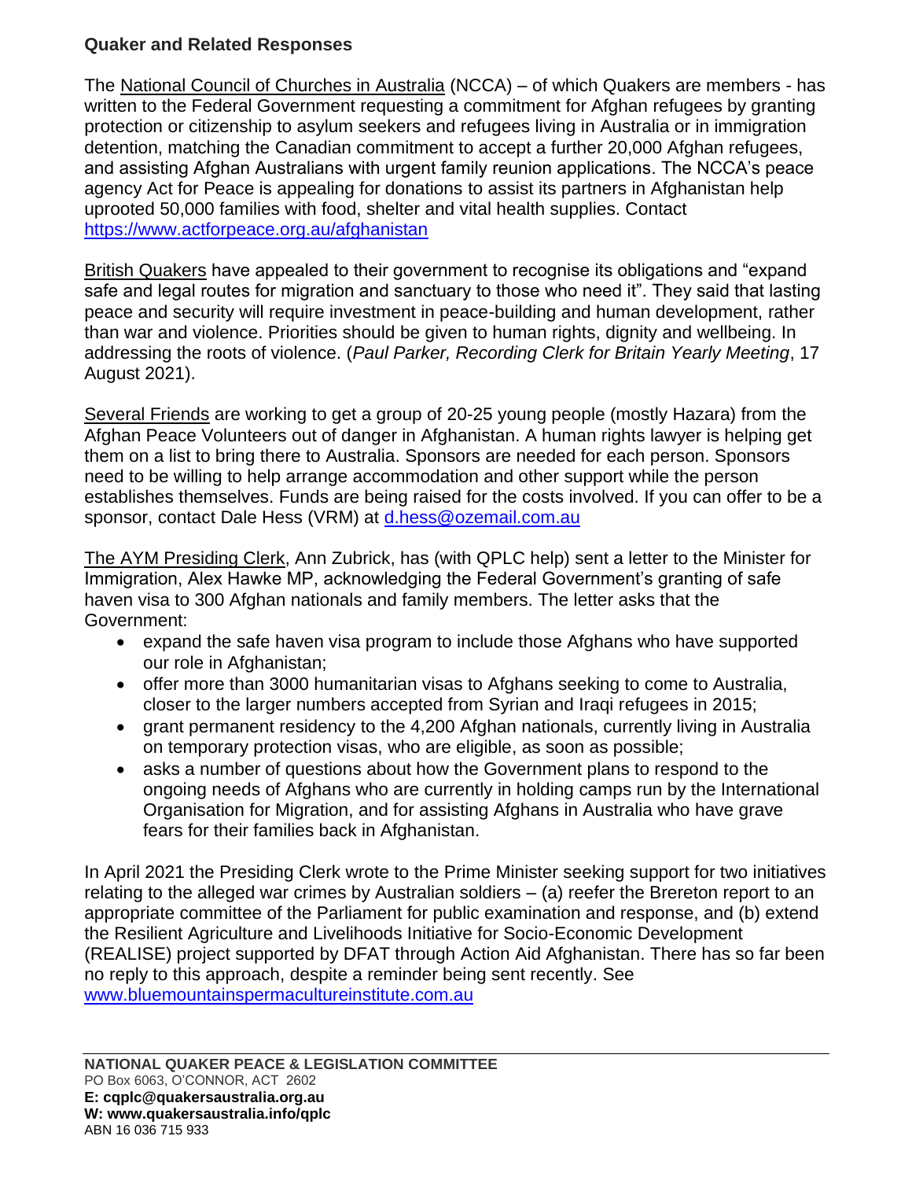**Quaker and Related Responses**

The National Council of Churches in Australia (NCCA) – of which Quakers are members - has written to the Federal Government requesting a commitment for Afghan refugees by granting protection or citizenship to asylum seekers and refugees living in Australia or in immigration detention, matching the Canadian commitment to accept a further 20,000 Afghan refugees, and assisting Afghan Australians with urgent family reunion applications. The NCCA's peace agency Act for Peace is appealing for donations to assist its partners in Afghanistan help uprooted 50,000 families with food, shelter and vital health supplies. Contact https://www.actforpeace.org.au/afghanistan

British Quakers have appealed to their government to recognise its obligations and "expand safe and legal routes for migration and sanctuary to those who need it". They said that lasting peace and security will require investment in peace-building and human development, rather than war and violence. Priorities should be given to human rights, dignity and wellbeing. In addressing the roots of violence. (*Paul Parker, Recording Clerk for Britain Yearly Meeting*, 17 August 2021).

Several Friends are working to get a group of 20-25 young people (mostly Hazara) from the Afghan Peace Volunteers out of danger in Afghanistan. A human rights lawyer is helping get them on a list to bring there to Australia. Sponsors are needed for each person. Sponsors need to be willing to help arrange accommodation and other support while the person establishes themselves. Funds are being raised for the costs involved. If you can offer to be a sponsor, contact Dale Hess (VRM) at d.hess@ozemail.com.au

The AYM Presiding Clerk, Ann Zubrick, has (with QPLC help) sent a letter to the Minister for Immigration, Alex Hawke MP, acknowledging the Federal Government's granting of safe haven visa to 300 Afghan nationals and family members. The letter asks that the Government:

- expand the safe haven visa program to include those Afghans who have supported our role in Afghanistan;
- offer more than 3000 humanitarian visas to Afghans seeking to come to Australia, closer to the larger numbers accepted from Syrian and Iraqi refugees in 2015;
- grant permanent residency to the 4,200 Afghan nationals, currently living in Australia on temporary protection visas, who are eligible, as soon as possible;
- asks a number of questions about how the Government plans to respond to the ongoing needs of Afghans who are currently in holding camps run by the International Organisation for Migration, and for assisting Afghans in Australia who have grave fears for their families back in Afghanistan.

In April 2021 the Presiding Clerk wrote to the Prime Minister seeking support for two initiatives relating to the alleged war crimes by Australian soldiers – (a) reefer the Brereton report to an appropriate committee of the Parliament for public examination and response, and (b) extend the Resilient Agriculture and Livelihoods Initiative for Socio-Economic Development (REALISE) project supported by DFAT through Action Aid Afghanistan. There has so far been no reply to this approach, despite a reminder being sent recently. See www.bluemountainspermacultureinstitute.com.au

**NATIONAL QUAKER PEACE & LEGISLATION COMMITTEE**
PO Box 6063, O'CONNOR, ACT 2602
**E: cqplc@quakersaustralia.org.au**
**W: www.quakersaustralia.info/qplc**
ABN 16 036 715 933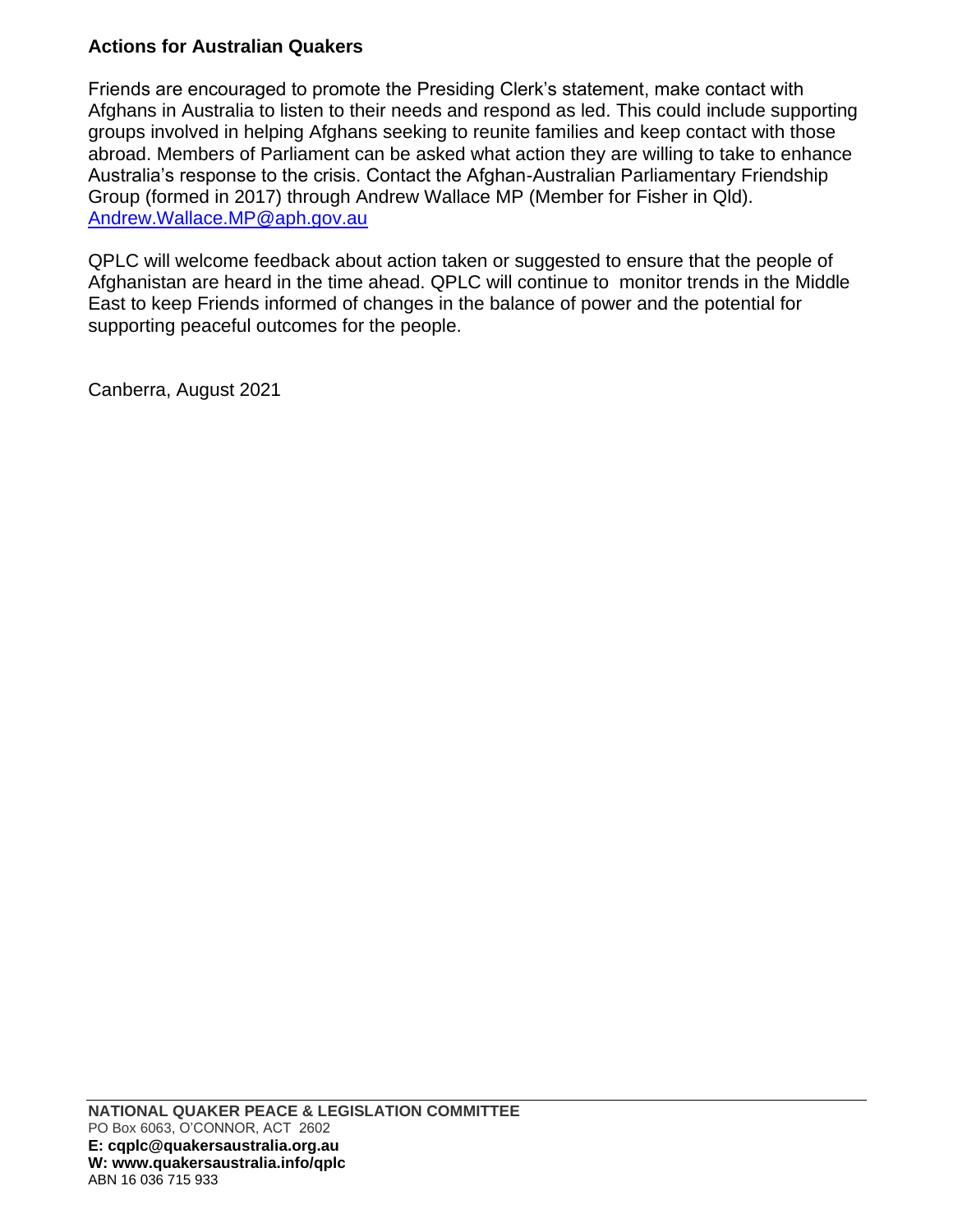**Actions for Australian Quakers**

Friends are encouraged to promote the Presiding Clerk's statement, make contact with Afghans in Australia to listen to their needs and respond as led. This could include supporting groups involved in helping Afghans seeking to reunite families and keep contact with those abroad. Members of Parliament can be asked what action they are willing to take to enhance Australia's response to the crisis. Contact the Afghan-Australian Parliamentary Friendship Group (formed in 2017) through Andrew Wallace MP (Member for Fisher in Qld). Andrew.Wallace.MP@aph.gov.au

QPLC will welcome feedback about action taken or suggested to ensure that the people of Afghanistan are heard in the time ahead. QPLC will continue to monitor trends in the Middle East to keep Friends informed of changes in the balance of power and the potential for supporting peaceful outcomes for the people.

Canberra, August 2021

**NATIONAL QUAKER PEACE & LEGISLATION COMMITTEE**
PO Box 6063, O'CONNOR, ACT 2602
**E: cqplc@quakersaustralia.org.au**
**W: www.quakersaustralia.info/qplc**
ABN 16 036 715 933